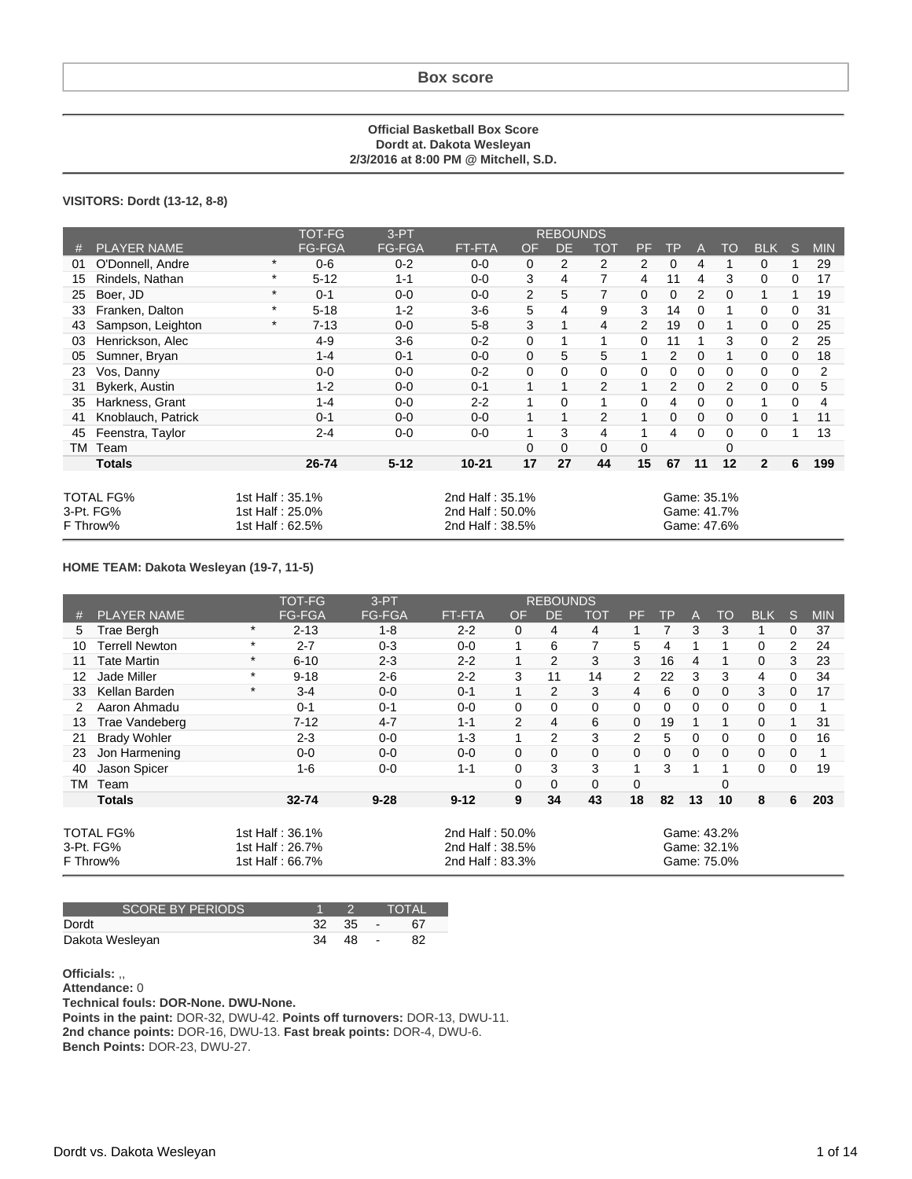# Box score

**Official Basketball Box Score**
**Dordt at. Dakota Wesleyan**
**2/3/2016 at 8:00 PM @ Mitchell, S.D.**

**VISITORS: Dordt (13-12, 8-8)**

| # | PLAYER NAME | | TOT-FG FG-FGA | 3-PT FG-FGA | FT-FTA | REBOUNDS OF | DE | TOT | PF | TP | A | TO | BLK | S | MIN |
|---|---|---|---|---|---|---|---|---|---|---|---|---|---|---|---|
| 01 | O'Donnell, Andre | * | 0-6 | 0-2 | 0-0 | 0 | 2 | 2 | 2 | 0 | 4 | 1 | 0 | 1 | 29 |
| 15 | Rindels, Nathan | * | 5-12 | 1-1 | 0-0 | 3 | 4 | 7 | 4 | 11 | 4 | 3 | 0 | 0 | 17 |
| 25 | Boer, JD | * | 0-1 | 0-0 | 0-0 | 2 | 5 | 7 | 0 | 0 | 2 | 0 | 1 | 1 | 19 |
| 33 | Franken, Dalton | * | 5-18 | 1-2 | 3-6 | 5 | 4 | 9 | 3 | 14 | 0 | 1 | 0 | 0 | 31 |
| 43 | Sampson, Leighton | * | 7-13 | 0-0 | 5-8 | 3 | 1 | 4 | 2 | 19 | 0 | 1 | 0 | 0 | 25 |
| 03 | Henrickson, Alec | | 4-9 | 3-6 | 0-2 | 0 | 1 | 1 | 0 | 11 | 1 | 3 | 0 | 2 | 25 |
| 05 | Sumner, Bryan | | 1-4 | 0-1 | 0-0 | 0 | 5 | 5 | 1 | 2 | 0 | 1 | 0 | 0 | 18 |
| 23 | Vos, Danny | | 0-0 | 0-0 | 0-2 | 0 | 0 | 0 | 0 | 0 | 0 | 0 | 0 | 0 | 2 |
| 31 | Bykerk, Austin | | 1-2 | 0-0 | 0-1 | 1 | 1 | 2 | 1 | 2 | 0 | 2 | 0 | 0 | 5 |
| 35 | Harkness, Grant | | 1-4 | 0-0 | 2-2 | 1 | 0 | 1 | 0 | 4 | 0 | 0 | 1 | 0 | 4 |
| 41 | Knoblauch, Patrick | | 0-1 | 0-0 | 0-0 | 1 | 1 | 2 | 1 | 0 | 0 | 0 | 0 | 1 | 11 |
| 45 | Feenstra, Taylor | | 2-4 | 0-0 | 0-0 | 1 | 3 | 4 | 1 | 4 | 0 | 0 | 0 | 1 | 13 |
| TM | Team | | | | | 0 | 0 | 0 | 0 | | | 0 | | | |
| | **Totals** | | **26-74** | **5-12** | **10-21** | **17** | **27** | **44** | **15** | **67** | **11** | **12** | **2** | **6** | **199** |

| | | | |
|---|---|---|---|
| TOTAL FG% | 1st Half : 35.1% | 2nd Half : 35.1% | Game: 35.1% |
| 3-Pt. FG% | 1st Half : 25.0% | 2nd Half : 50.0% | Game: 41.7% |
| F Throw% | 1st Half : 62.5% | 2nd Half : 38.5% | Game: 47.6% |

**HOME TEAM: Dakota Wesleyan (19-7, 11-5)**

| # | PLAYER NAME | | TOT-FG FG-FGA | 3-PT FG-FGA | FT-FTA | REBOUNDS OF | DE | TOT | PF | TP | A | TO | BLK | S | MIN |
|---|---|---|---|---|---|---|---|---|---|---|---|---|---|---|---|
| 5 | Trae Bergh | * | 2-13 | 1-8 | 2-2 | 0 | 4 | 4 | 1 | 7 | 3 | 3 | 1 | 0 | 37 |
| 10 | Terrell Newton | * | 2-7 | 0-3 | 0-0 | 1 | 6 | 7 | 5 | 4 | 1 | 1 | 0 | 2 | 24 |
| 11 | Tate Martin | * | 6-10 | 2-3 | 2-2 | 1 | 2 | 3 | 3 | 16 | 4 | 1 | 0 | 3 | 23 |
| 12 | Jade Miller | * | 9-18 | 2-6 | 2-2 | 3 | 11 | 14 | 2 | 22 | 3 | 3 | 4 | 0 | 34 |
| 33 | Kellan Barden | * | 3-4 | 0-0 | 0-1 | 1 | 2 | 3 | 4 | 6 | 0 | 0 | 3 | 0 | 17 |
| 2 | Aaron Ahmadu | | 0-1 | 0-1 | 0-0 | 0 | 0 | 0 | 0 | 0 | 0 | 0 | 0 | 0 | 1 |
| 13 | Trae Vandeberg | | 7-12 | 4-7 | 1-1 | 2 | 4 | 6 | 0 | 19 | 1 | 1 | 0 | 1 | 31 |
| 21 | Brady Wohler | | 2-3 | 0-0 | 1-3 | 1 | 2 | 3 | 2 | 5 | 0 | 0 | 0 | 0 | 16 |
| 23 | Jon Harmening | | 0-0 | 0-0 | 0-0 | 0 | 0 | 0 | 0 | 0 | 0 | 0 | 0 | 0 | 1 |
| 40 | Jason Spicer | | 1-6 | 0-0 | 1-1 | 0 | 3 | 3 | 1 | 3 | 1 | 1 | 0 | 0 | 19 |
| TM | Team | | | | | 0 | 0 | 0 | 0 | | | 0 | | | |
| | **Totals** | | **32-74** | **9-28** | **9-12** | **9** | **34** | **43** | **18** | **82** | **13** | **10** | **8** | **6** | **203** |

| | | | |
|---|---|---|---|
| TOTAL FG% | 1st Half : 36.1% | 2nd Half : 50.0% | Game: 43.2% |
| 3-Pt. FG% | 1st Half : 26.7% | 2nd Half : 38.5% | Game: 32.1% |
| F Throw% | 1st Half : 66.7% | 2nd Half : 83.3% | Game: 75.0% |

| SCORE BY PERIODS | 1 | 2 | | TOTAL |
|---|---|---|---|---|
| Dordt | 32 | 35 | - | 67 |
| Dakota Wesleyan | 34 | 48 | - | 82 |

**Officials:** ,,
**Attendance:** 0
**Technical fouls: DOR-None. DWU-None.**
**Points in the paint:** DOR-32, DWU-42. **Points off turnovers:** DOR-13, DWU-11.
**2nd chance points:** DOR-16, DWU-13. **Fast break points:** DOR-4, DWU-6.
**Bench Points:** DOR-23, DWU-27.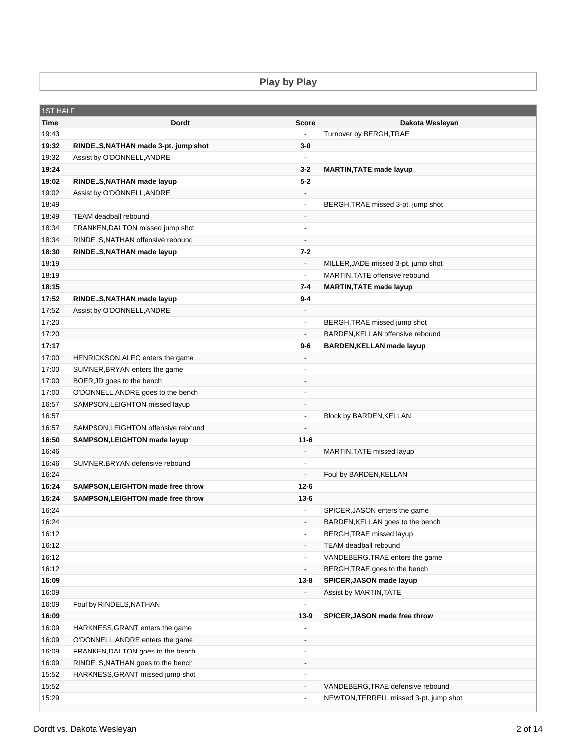## Play by Play

| 1ST HALF | | | |
|---|---|---|---|
| **Time** | **Dordt** | **Score** | **Dakota Wesleyan** |
| 19:43 | | - | Turnover by BERGH,TRAE |
| **19:32** | **RINDELS,NATHAN made 3-pt. jump shot** | **3-0** | |
| 19:32 | Assist by O'DONNELL,ANDRE | - | |
| **19:24** | | **3-2** | **MARTIN,TATE made layup** |
| **19:02** | **RINDELS,NATHAN made layup** | **5-2** | |
| 19:02 | Assist by O'DONNELL,ANDRE | - | |
| 18:49 | | - | BERGH,TRAE missed 3-pt. jump shot |
| 18:49 | TEAM deadball rebound | - | |
| 18:34 | FRANKEN,DALTON missed jump shot | - | |
| 18:34 | RINDELS,NATHAN offensive rebound | - | |
| **18:30** | **RINDELS,NATHAN made layup** | **7-2** | |
| 18:19 | | - | MILLER,JADE missed 3-pt. jump shot |
| 18:19 | | - | MARTIN,TATE offensive rebound |
| **18:15** | | **7-4** | **MARTIN,TATE made layup** |
| **17:52** | **RINDELS,NATHAN made layup** | **9-4** | |
| 17:52 | Assist by O'DONNELL,ANDRE | - | |
| 17:20 | | - | BERGH,TRAE missed jump shot |
| 17:20 | | - | BARDEN,KELLAN offensive rebound |
| **17:17** | | **9-6** | **BARDEN,KELLAN made layup** |
| 17:00 | HENRICKSON,ALEC enters the game | - | |
| 17:00 | SUMNER,BRYAN enters the game | - | |
| 17:00 | BOER,JD goes to the bench | - | |
| 17:00 | O'DONNELL,ANDRE goes to the bench | - | |
| 16:57 | SAMPSON,LEIGHTON missed layup | - | |
| 16:57 | | - | Block by BARDEN,KELLAN |
| 16:57 | SAMPSON,LEIGHTON offensive rebound | - | |
| **16:50** | **SAMPSON,LEIGHTON made layup** | **11-6** | |
| 16:46 | | - | MARTIN,TATE missed layup |
| 16:46 | SUMNER,BRYAN defensive rebound | - | |
| 16:24 | | - | Foul by BARDEN,KELLAN |
| **16:24** | **SAMPSON,LEIGHTON made free throw** | **12-6** | |
| **16:24** | **SAMPSON,LEIGHTON made free throw** | **13-6** | |
| 16:24 | | - | SPICER,JASON enters the game |
| 16:24 | | - | BARDEN,KELLAN goes to the bench |
| 16:12 | | - | BERGH,TRAE missed layup |
| 16:12 | | - | TEAM deadball rebound |
| 16:12 | | - | VANDEBERG,TRAE enters the game |
| 16:12 | | - | BERGH,TRAE goes to the bench |
| **16:09** | | **13-8** | **SPICER,JASON made layup** |
| 16:09 | | - | Assist by MARTIN,TATE |
| 16:09 | Foul by RINDELS,NATHAN | - | |
| **16:09** | | **13-9** | **SPICER,JASON made free throw** |
| 16:09 | HARKNESS,GRANT enters the game | - | |
| 16:09 | O'DONNELL,ANDRE enters the game | - | |
| 16:09 | FRANKEN,DALTON goes to the bench | - | |
| 16:09 | RINDELS,NATHAN goes to the bench | - | |
| 15:52 | HARKNESS,GRANT missed jump shot | - | |
| 15:52 | | - | VANDEBERG,TRAE defensive rebound |
| 15:29 | | - | NEWTON,TERRELL missed 3-pt. jump shot |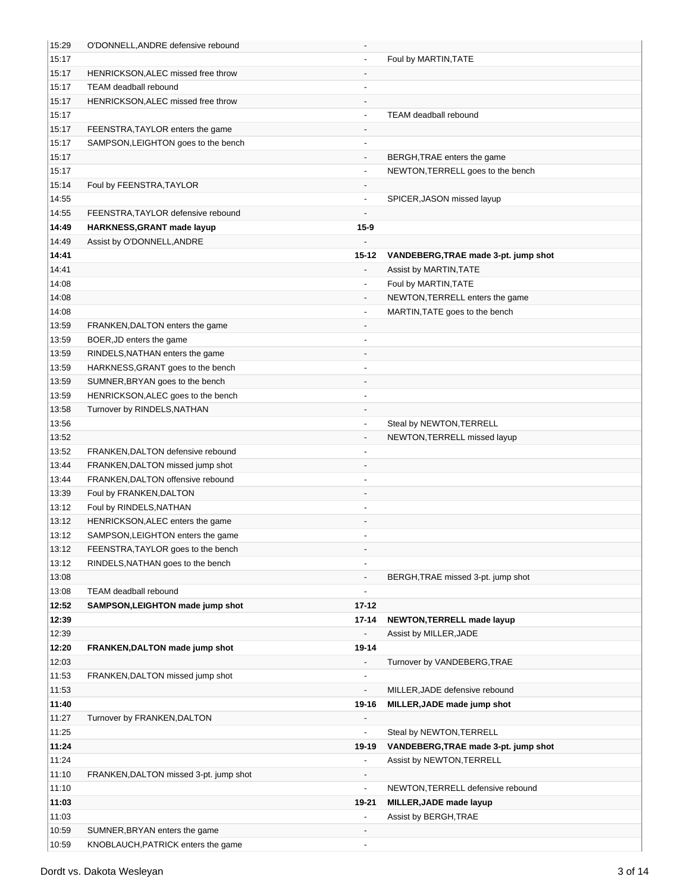| | | | |
|---|---|---|---|
| 15:29 | O'DONNELL,ANDRE defensive rebound | - | |
| 15:17 | | - | Foul by MARTIN,TATE |
| 15:17 | HENRICKSON,ALEC missed free throw | - | |
| 15:17 | TEAM deadball rebound | - | |
| 15:17 | HENRICKSON,ALEC missed free throw | - | |
| 15:17 | | - | TEAM deadball rebound |
| 15:17 | FEENSTRA,TAYLOR enters the game | - | |
| 15:17 | SAMPSON,LEIGHTON goes to the bench | - | |
| 15:17 | | - | BERGH,TRAE enters the game |
| 15:17 | | - | NEWTON,TERRELL goes to the bench |
| 15:14 | Foul by FEENSTRA,TAYLOR | - | |
| 14:55 | | - | SPICER,JASON missed layup |
| 14:55 | FEENSTRA,TAYLOR defensive rebound | - | |
| **14:49** | **HARKNESS,GRANT made layup** | **15-9** | |
| 14:49 | Assist by O'DONNELL,ANDRE | - | |
| **14:41** | | **15-12** | **VANDEBERG,TRAE made 3-pt. jump shot** |
| 14:41 | | - | Assist by MARTIN,TATE |
| 14:08 | | - | Foul by MARTIN,TATE |
| 14:08 | | - | NEWTON,TERRELL enters the game |
| 14:08 | | - | MARTIN,TATE goes to the bench |
| 13:59 | FRANKEN,DALTON enters the game | - | |
| 13:59 | BOER,JD enters the game | - | |
| 13:59 | RINDELS,NATHAN enters the game | - | |
| 13:59 | HARKNESS,GRANT goes to the bench | - | |
| 13:59 | SUMNER,BRYAN goes to the bench | - | |
| 13:59 | HENRICKSON,ALEC goes to the bench | - | |
| 13:58 | Turnover by RINDELS,NATHAN | - | |
| 13:56 | | - | Steal by NEWTON,TERRELL |
| 13:52 | | - | NEWTON,TERRELL missed layup |
| 13:52 | FRANKEN,DALTON defensive rebound | - | |
| 13:44 | FRANKEN,DALTON missed jump shot | - | |
| 13:44 | FRANKEN,DALTON offensive rebound | - | |
| 13:39 | Foul by FRANKEN,DALTON | - | |
| 13:12 | Foul by RINDELS,NATHAN | - | |
| 13:12 | HENRICKSON,ALEC enters the game | - | |
| 13:12 | SAMPSON,LEIGHTON enters the game | - | |
| 13:12 | FEENSTRA,TAYLOR goes to the bench | - | |
| 13:12 | RINDELS,NATHAN goes to the bench | - | |
| 13:08 | | - | BERGH,TRAE missed 3-pt. jump shot |
| 13:08 | TEAM deadball rebound | - | |
| **12:52** | **SAMPSON,LEIGHTON made jump shot** | **17-12** | |
| **12:39** | | **17-14** | **NEWTON,TERRELL made layup** |
| 12:39 | | - | Assist by MILLER,JADE |
| **12:20** | **FRANKEN,DALTON made jump shot** | **19-14** | |
| 12:03 | | - | Turnover by VANDEBERG,TRAE |
| 11:53 | FRANKEN,DALTON missed jump shot | - | |
| 11:53 | | - | MILLER,JADE defensive rebound |
| **11:40** | | **19-16** | **MILLER,JADE made jump shot** |
| 11:27 | Turnover by FRANKEN,DALTON | - | |
| 11:25 | | - | Steal by NEWTON,TERRELL |
| **11:24** | | **19-19** | **VANDEBERG,TRAE made 3-pt. jump shot** |
| 11:24 | | - | Assist by NEWTON,TERRELL |
| 11:10 | FRANKEN,DALTON missed 3-pt. jump shot | - | |
| 11:10 | | - | NEWTON,TERRELL defensive rebound |
| **11:03** | | **19-21** | **MILLER,JADE made layup** |
| 11:03 | | - | Assist by BERGH,TRAE |
| 10:59 | SUMNER,BRYAN enters the game | - | |
| 10:59 | KNOBLAUCH,PATRICK enters the game | - | |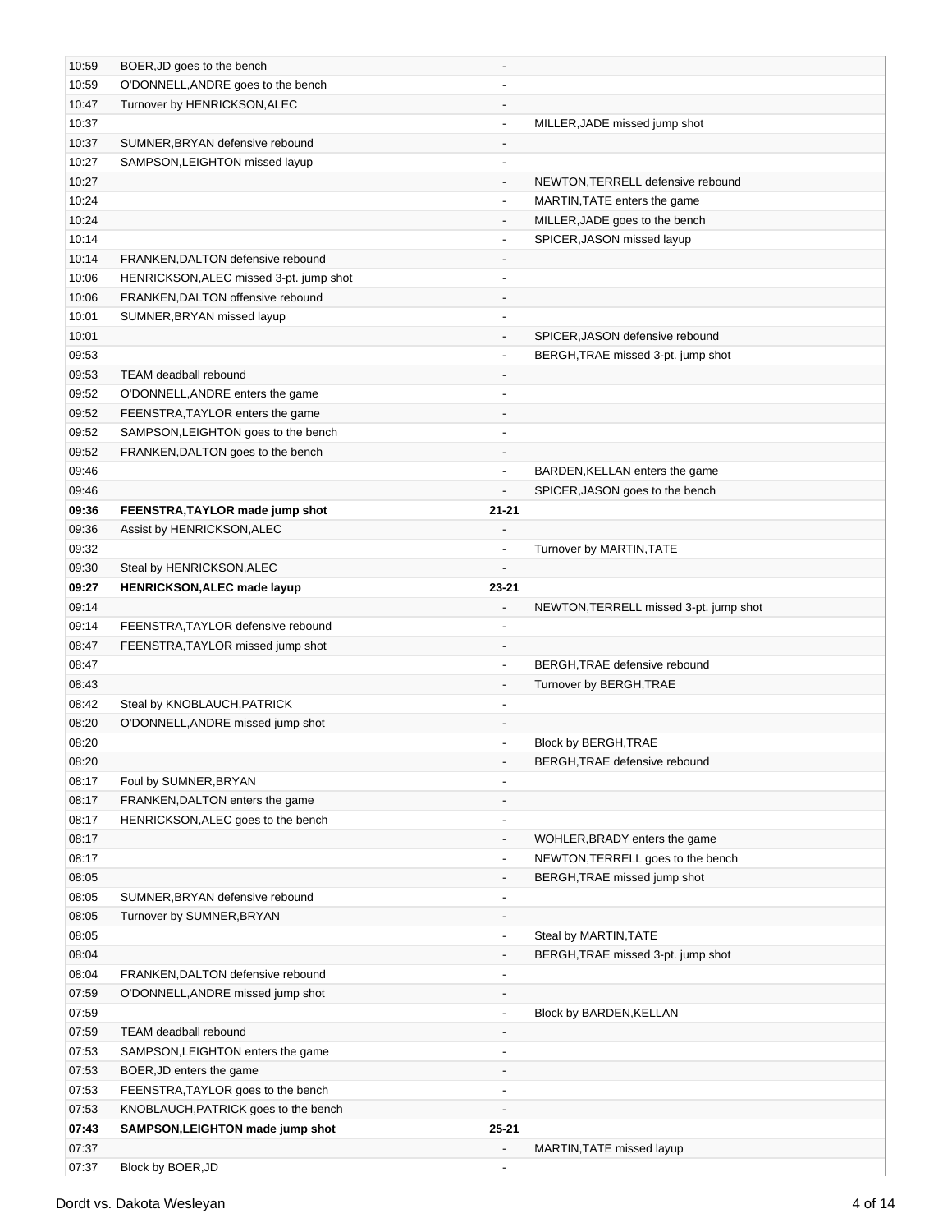| | | | |
|---|---|---|---|
| 10:59 | BOER,JD goes to the bench | - | |
| 10:59 | O'DONNELL,ANDRE goes to the bench | - | |
| 10:47 | Turnover by HENRICKSON,ALEC | - | |
| 10:37 | | - | MILLER,JADE missed jump shot |
| 10:37 | SUMNER,BRYAN defensive rebound | - | |
| 10:27 | SAMPSON,LEIGHTON missed layup | - | |
| 10:27 | | - | NEWTON,TERRELL defensive rebound |
| 10:24 | | - | MARTIN,TATE enters the game |
| 10:24 | | - | MILLER,JADE goes to the bench |
| 10:14 | | - | SPICER,JASON missed layup |
| 10:14 | FRANKEN,DALTON defensive rebound | - | |
| 10:06 | HENRICKSON,ALEC missed 3-pt. jump shot | - | |
| 10:06 | FRANKEN,DALTON offensive rebound | - | |
| 10:01 | SUMNER,BRYAN missed layup | - | |
| 10:01 | | - | SPICER,JASON defensive rebound |
| 09:53 | | - | BERGH,TRAE missed 3-pt. jump shot |
| 09:53 | TEAM deadball rebound | - | |
| 09:52 | O'DONNELL,ANDRE enters the game | - | |
| 09:52 | FEENSTRA,TAYLOR enters the game | - | |
| 09:52 | SAMPSON,LEIGHTON goes to the bench | - | |
| 09:52 | FRANKEN,DALTON goes to the bench | - | |
| 09:46 | | - | BARDEN,KELLAN enters the game |
| 09:46 | | - | SPICER,JASON goes to the bench |
| **09:36** | **FEENSTRA,TAYLOR made jump shot** | **21-21** | |
| 09:36 | Assist by HENRICKSON,ALEC | - | |
| 09:32 | | - | Turnover by MARTIN,TATE |
| 09:30 | Steal by HENRICKSON,ALEC | - | |
| **09:27** | **HENRICKSON,ALEC made layup** | **23-21** | |
| 09:14 | | - | NEWTON,TERRELL missed 3-pt. jump shot |
| 09:14 | FEENSTRA,TAYLOR defensive rebound | - | |
| 08:47 | FEENSTRA,TAYLOR missed jump shot | - | |
| 08:47 | | - | BERGH,TRAE defensive rebound |
| 08:43 | | - | Turnover by BERGH,TRAE |
| 08:42 | Steal by KNOBLAUCH,PATRICK | - | |
| 08:20 | O'DONNELL,ANDRE missed jump shot | - | |
| 08:20 | | - | Block by BERGH,TRAE |
| 08:20 | | - | BERGH,TRAE defensive rebound |
| 08:17 | Foul by SUMNER,BRYAN | - | |
| 08:17 | FRANKEN,DALTON enters the game | - | |
| 08:17 | HENRICKSON,ALEC goes to the bench | - | |
| 08:17 | | - | WOHLER,BRADY enters the game |
| 08:17 | | - | NEWTON,TERRELL goes to the bench |
| 08:05 | | - | BERGH,TRAE missed jump shot |
| 08:05 | SUMNER,BRYAN defensive rebound | - | |
| 08:05 | Turnover by SUMNER,BRYAN | - | |
| 08:05 | | - | Steal by MARTIN,TATE |
| 08:04 | | - | BERGH,TRAE missed 3-pt. jump shot |
| 08:04 | FRANKEN,DALTON defensive rebound | - | |
| 07:59 | O'DONNELL,ANDRE missed jump shot | - | |
| 07:59 | | - | Block by BARDEN,KELLAN |
| 07:59 | TEAM deadball rebound | - | |
| 07:53 | SAMPSON,LEIGHTON enters the game | - | |
| 07:53 | BOER,JD enters the game | - | |
| 07:53 | FEENSTRA,TAYLOR goes to the bench | - | |
| 07:53 | KNOBLAUCH,PATRICK goes to the bench | - | |
| **07:43** | **SAMPSON,LEIGHTON made jump shot** | **25-21** | |
| 07:37 | | - | MARTIN,TATE missed layup |
| 07:37 | Block by BOER,JD | - | |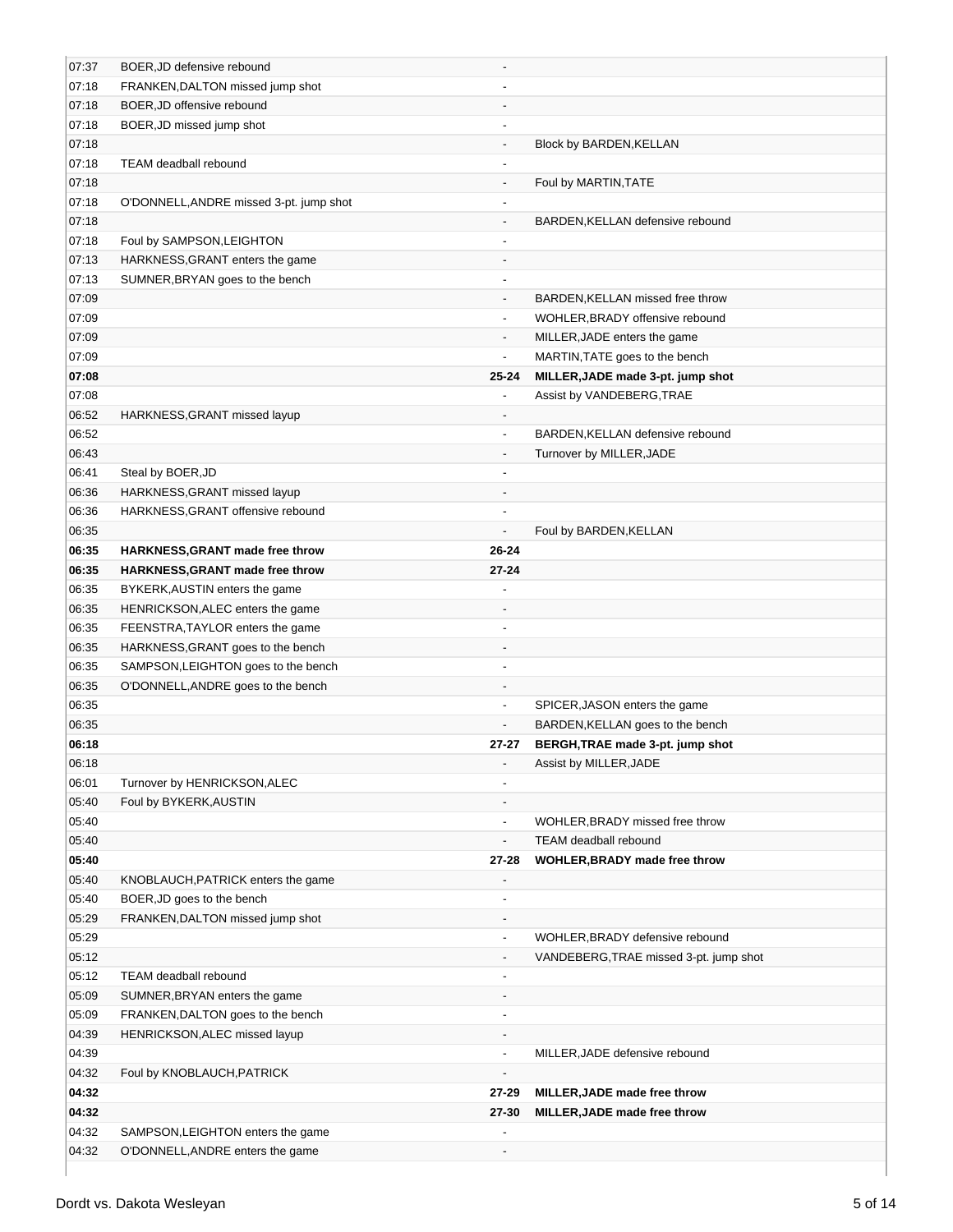| | | | |
|---|---|---|---|
| 07:37 | BOER,JD defensive rebound | - | |
| 07:18 | FRANKEN,DALTON missed jump shot | - | |
| 07:18 | BOER,JD offensive rebound | - | |
| 07:18 | BOER,JD missed jump shot | - | |
| 07:18 | | - | Block by BARDEN,KELLAN |
| 07:18 | TEAM deadball rebound | - | |
| 07:18 | | - | Foul by MARTIN,TATE |
| 07:18 | O'DONNELL,ANDRE missed 3-pt. jump shot | - | |
| 07:18 | | - | BARDEN,KELLAN defensive rebound |
| 07:18 | Foul by SAMPSON,LEIGHTON | - | |
| 07:13 | HARKNESS,GRANT enters the game | - | |
| 07:13 | SUMNER,BRYAN goes to the bench | - | |
| 07:09 | | - | BARDEN,KELLAN missed free throw |
| 07:09 | | - | WOHLER,BRADY offensive rebound |
| 07:09 | | - | MILLER,JADE enters the game |
| 07:09 | | - | MARTIN,TATE goes to the bench |
| **07:08** | | **25-24** | **MILLER,JADE made 3-pt. jump shot** |
| 07:08 | | - | Assist by VANDEBERG,TRAE |
| 06:52 | HARKNESS,GRANT missed layup | - | |
| 06:52 | | - | BARDEN,KELLAN defensive rebound |
| 06:43 | | - | Turnover by MILLER,JADE |
| 06:41 | Steal by BOER,JD | - | |
| 06:36 | HARKNESS,GRANT missed layup | - | |
| 06:36 | HARKNESS,GRANT offensive rebound | - | |
| 06:35 | | - | Foul by BARDEN,KELLAN |
| **06:35** | **HARKNESS,GRANT made free throw** | **26-24** | |
| **06:35** | **HARKNESS,GRANT made free throw** | **27-24** | |
| 06:35 | BYKERK,AUSTIN enters the game | - | |
| 06:35 | HENRICKSON,ALEC enters the game | - | |
| 06:35 | FEENSTRA,TAYLOR enters the game | - | |
| 06:35 | HARKNESS,GRANT goes to the bench | - | |
| 06:35 | SAMPSON,LEIGHTON goes to the bench | - | |
| 06:35 | O'DONNELL,ANDRE goes to the bench | - | |
| 06:35 | | - | SPICER,JASON enters the game |
| 06:35 | | - | BARDEN,KELLAN goes to the bench |
| **06:18** | | **27-27** | **BERGH,TRAE made 3-pt. jump shot** |
| 06:18 | | - | Assist by MILLER,JADE |
| 06:01 | Turnover by HENRICKSON,ALEC | - | |
| 05:40 | Foul by BYKERK,AUSTIN | - | |
| 05:40 | | - | WOHLER,BRADY missed free throw |
| 05:40 | | - | TEAM deadball rebound |
| **05:40** | | **27-28** | **WOHLER,BRADY made free throw** |
| 05:40 | KNOBLAUCH,PATRICK enters the game | - | |
| 05:40 | BOER,JD goes to the bench | - | |
| 05:29 | FRANKEN,DALTON missed jump shot | - | |
| 05:29 | | - | WOHLER,BRADY defensive rebound |
| 05:12 | | - | VANDEBERG,TRAE missed 3-pt. jump shot |
| 05:12 | TEAM deadball rebound | - | |
| 05:09 | SUMNER,BRYAN enters the game | - | |
| 05:09 | FRANKEN,DALTON goes to the bench | - | |
| 04:39 | HENRICKSON,ALEC missed layup | - | |
| 04:39 | | - | MILLER,JADE defensive rebound |
| 04:32 | Foul by KNOBLAUCH,PATRICK | - | |
| **04:32** | | **27-29** | **MILLER,JADE made free throw** |
| **04:32** | | **27-30** | **MILLER,JADE made free throw** |
| 04:32 | SAMPSON,LEIGHTON enters the game | - | |
| 04:32 | O'DONNELL,ANDRE enters the game | - | |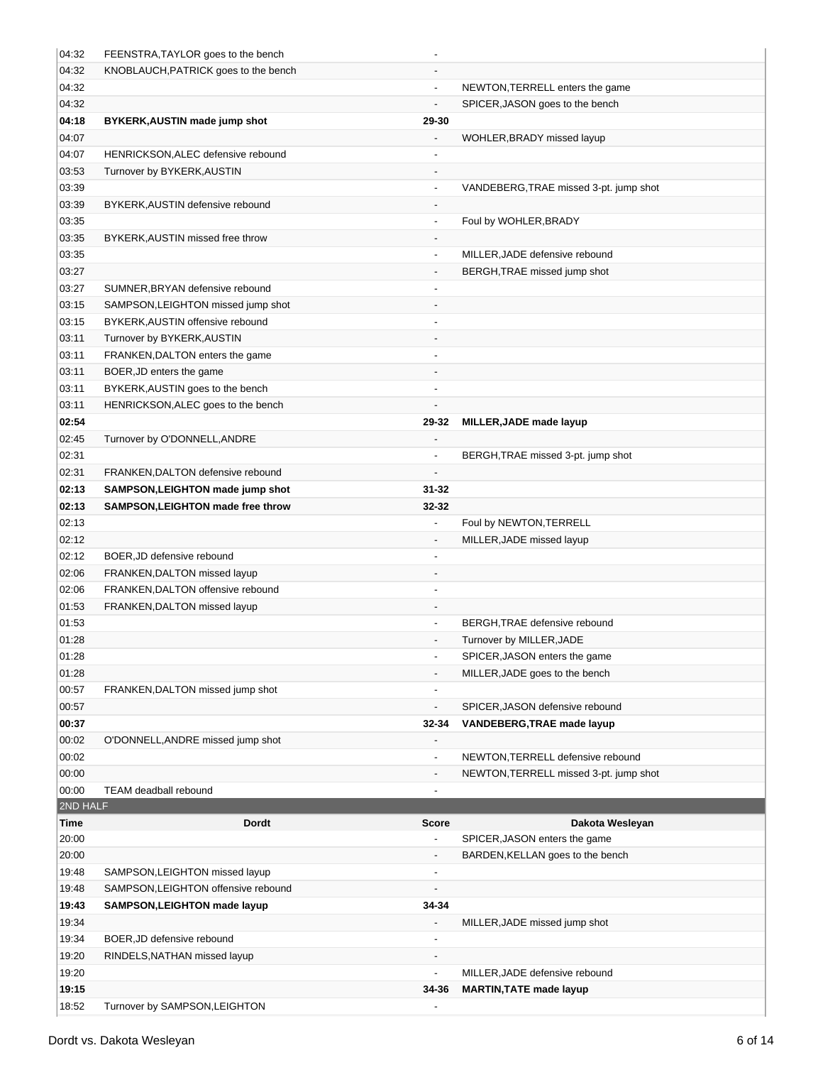| Time | Dordt | Score | Dakota Wesleyan |
|---|---|---|---|
| 04:32 | FEENSTRA,TAYLOR goes to the bench | - | |
| 04:32 | KNOBLAUCH,PATRICK goes to the bench | - | |
| 04:32 | | - | NEWTON,TERRELL enters the game |
| 04:32 | | - | SPICER,JASON goes to the bench |
| **04:18** | **BYKERK,AUSTIN made jump shot** | **29-30** | |
| 04:07 | | - | WOHLER,BRADY missed layup |
| 04:07 | HENRICKSON,ALEC defensive rebound | - | |
| 03:53 | Turnover by BYKERK,AUSTIN | - | |
| 03:39 | | - | VANDEBERG,TRAE missed 3-pt. jump shot |
| 03:39 | BYKERK,AUSTIN defensive rebound | - | |
| 03:35 | | - | Foul by WOHLER,BRADY |
| 03:35 | BYKERK,AUSTIN missed free throw | - | |
| 03:35 | | - | MILLER,JADE defensive rebound |
| 03:27 | | - | BERGH,TRAE missed jump shot |
| 03:27 | SUMNER,BRYAN defensive rebound | - | |
| 03:15 | SAMPSON,LEIGHTON missed jump shot | - | |
| 03:15 | BYKERK,AUSTIN offensive rebound | - | |
| 03:11 | Turnover by BYKERK,AUSTIN | - | |
| 03:11 | FRANKEN,DALTON enters the game | - | |
| 03:11 | BOER,JD enters the game | - | |
| 03:11 | BYKERK,AUSTIN goes to the bench | - | |
| 03:11 | HENRICKSON,ALEC goes to the bench | - | |
| **02:54** | | **29-32** | **MILLER,JADE made layup** |
| 02:45 | Turnover by O'DONNELL,ANDRE | - | |
| 02:31 | | - | BERGH,TRAE missed 3-pt. jump shot |
| 02:31 | FRANKEN,DALTON defensive rebound | - | |
| **02:13** | **SAMPSON,LEIGHTON made jump shot** | **31-32** | |
| **02:13** | **SAMPSON,LEIGHTON made free throw** | **32-32** | |
| 02:13 | | - | Foul by NEWTON,TERRELL |
| 02:12 | | - | MILLER,JADE missed layup |
| 02:12 | BOER,JD defensive rebound | - | |
| 02:06 | FRANKEN,DALTON missed layup | - | |
| 02:06 | FRANKEN,DALTON offensive rebound | - | |
| 01:53 | FRANKEN,DALTON missed layup | - | |
| 01:53 | | - | BERGH,TRAE defensive rebound |
| 01:28 | | - | Turnover by MILLER,JADE |
| 01:28 | | - | SPICER,JASON enters the game |
| 01:28 | | - | MILLER,JADE goes to the bench |
| 00:57 | FRANKEN,DALTON missed jump shot | - | |
| 00:57 | | - | SPICER,JASON defensive rebound |
| **00:37** | | **32-34** | **VANDEBERG,TRAE made layup** |
| 00:02 | O'DONNELL,ANDRE missed jump shot | - | |
| 00:02 | | - | NEWTON,TERRELL defensive rebound |
| 00:00 | | - | NEWTON,TERRELL missed 3-pt. jump shot |
| 00:00 | TEAM deadball rebound | - | |

## 2ND HALF

| Time | Dordt | Score | Dakota Wesleyan |
|---|---|---|---|
| 20:00 | | - | SPICER,JASON enters the game |
| 20:00 | | - | BARDEN,KELLAN goes to the bench |
| 19:48 | SAMPSON,LEIGHTON missed layup | - | |
| 19:48 | SAMPSON,LEIGHTON offensive rebound | - | |
| **19:43** | **SAMPSON,LEIGHTON made layup** | **34-34** | |
| 19:34 | | - | MILLER,JADE missed jump shot |
| 19:34 | BOER,JD defensive rebound | - | |
| 19:20 | RINDELS,NATHAN missed layup | - | |
| 19:20 | | - | MILLER,JADE defensive rebound |
| **19:15** | | **34-36** | **MARTIN,TATE made layup** |
| 18:52 | Turnover by SAMPSON,LEIGHTON | - | |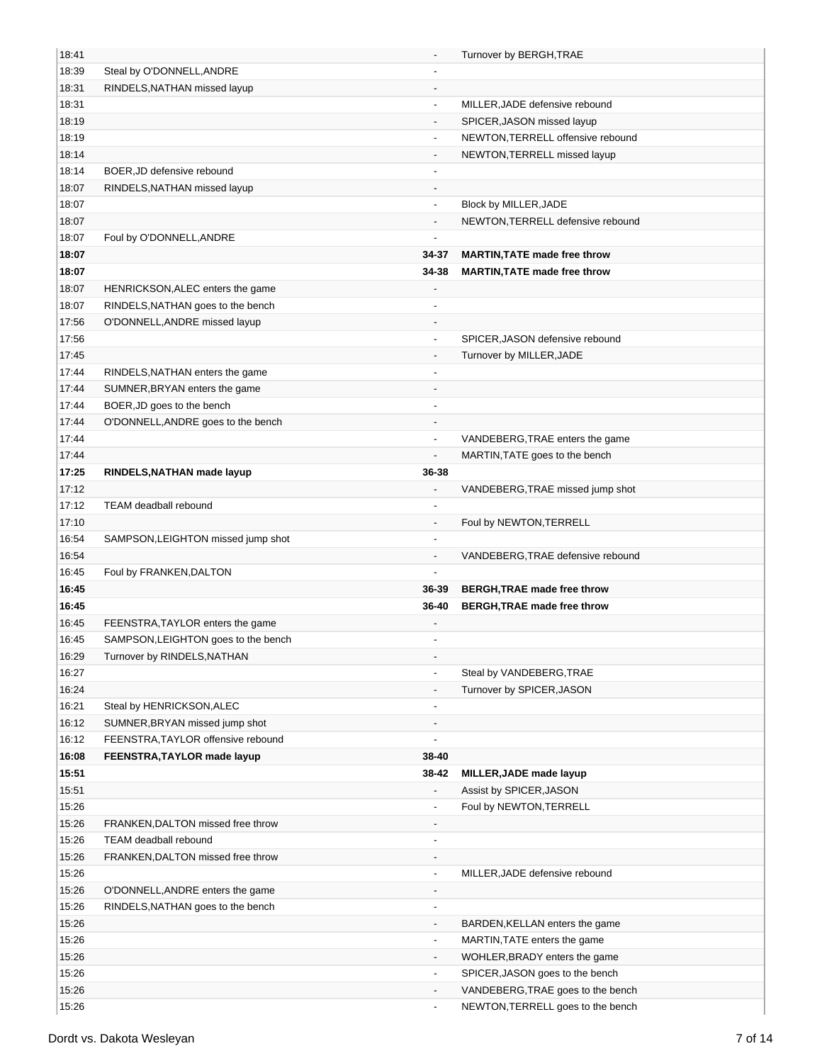| Time | Dordt | Score | Dakota Wesleyan |
|---|---|---|---|
| 18:41 | | - | Turnover by BERGH,TRAE |
| 18:39 | Steal by O'DONNELL,ANDRE | - | |
| 18:31 | RINDELS,NATHAN missed layup | - | |
| 18:31 | | - | MILLER,JADE defensive rebound |
| 18:19 | | - | SPICER,JASON missed layup |
| 18:19 | | - | NEWTON,TERRELL offensive rebound |
| 18:14 | | - | NEWTON,TERRELL missed layup |
| 18:14 | BOER,JD defensive rebound | - | |
| 18:07 | RINDELS,NATHAN missed layup | - | |
| 18:07 | | - | Block by MILLER,JADE |
| 18:07 | | - | NEWTON,TERRELL defensive rebound |
| 18:07 | Foul by O'DONNELL,ANDRE | - | |
| **18:07** | | **34-37** | **MARTIN,TATE made free throw** |
| **18:07** | | **34-38** | **MARTIN,TATE made free throw** |
| 18:07 | HENRICKSON,ALEC enters the game | - | |
| 18:07 | RINDELS,NATHAN goes to the bench | - | |
| 17:56 | O'DONNELL,ANDRE missed layup | - | |
| 17:56 | | - | SPICER,JASON defensive rebound |
| 17:45 | | - | Turnover by MILLER,JADE |
| 17:44 | RINDELS,NATHAN enters the game | - | |
| 17:44 | SUMNER,BRYAN enters the game | - | |
| 17:44 | BOER,JD goes to the bench | - | |
| 17:44 | O'DONNELL,ANDRE goes to the bench | - | |
| 17:44 | | - | VANDEBERG,TRAE enters the game |
| 17:44 | | - | MARTIN,TATE goes to the bench |
| **17:25** | **RINDELS,NATHAN made layup** | **36-38** | |
| 17:12 | | - | VANDEBERG,TRAE missed jump shot |
| 17:12 | TEAM deadball rebound | - | |
| 17:10 | | - | Foul by NEWTON,TERRELL |
| 16:54 | SAMPSON,LEIGHTON missed jump shot | - | |
| 16:54 | | - | VANDEBERG,TRAE defensive rebound |
| 16:45 | Foul by FRANKEN,DALTON | - | |
| **16:45** | | **36-39** | **BERGH,TRAE made free throw** |
| **16:45** | | **36-40** | **BERGH,TRAE made free throw** |
| 16:45 | FEENSTRA,TAYLOR enters the game | - | |
| 16:45 | SAMPSON,LEIGHTON goes to the bench | - | |
| 16:29 | Turnover by RINDELS,NATHAN | - | |
| 16:27 | | - | Steal by VANDEBERG,TRAE |
| 16:24 | | - | Turnover by SPICER,JASON |
| 16:21 | Steal by HENRICKSON,ALEC | - | |
| 16:12 | SUMNER,BRYAN missed jump shot | - | |
| 16:12 | FEENSTRA,TAYLOR offensive rebound | - | |
| **16:08** | **FEENSTRA,TAYLOR made layup** | **38-40** | |
| **15:51** | | **38-42** | **MILLER,JADE made layup** |
| 15:51 | | - | Assist by SPICER,JASON |
| 15:26 | | - | Foul by NEWTON,TERRELL |
| 15:26 | FRANKEN,DALTON missed free throw | - | |
| 15:26 | TEAM deadball rebound | - | |
| 15:26 | FRANKEN,DALTON missed free throw | - | |
| 15:26 | | - | MILLER,JADE defensive rebound |
| 15:26 | O'DONNELL,ANDRE enters the game | - | |
| 15:26 | RINDELS,NATHAN goes to the bench | - | |
| 15:26 | | - | BARDEN,KELLAN enters the game |
| 15:26 | | - | MARTIN,TATE enters the game |
| 15:26 | | - | WOHLER,BRADY enters the game |
| 15:26 | | - | SPICER,JASON goes to the bench |
| 15:26 | | - | VANDEBERG,TRAE goes to the bench |
| 15:26 | | - | NEWTON,TERRELL goes to the bench |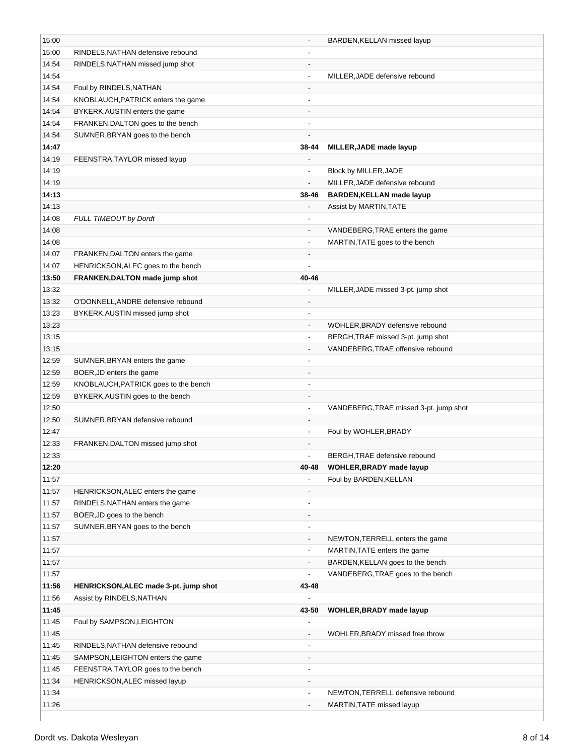| | | | |
|---|---|---|---|
| 15:00 | | - | BARDEN,KELLAN missed layup |
| 15:00 | RINDELS,NATHAN defensive rebound | - | |
| 14:54 | RINDELS,NATHAN missed jump shot | - | |
| 14:54 | | - | MILLER,JADE defensive rebound |
| 14:54 | Foul by RINDELS,NATHAN | - | |
| 14:54 | KNOBLAUCH,PATRICK enters the game | - | |
| 14:54 | BYKERK,AUSTIN enters the game | - | |
| 14:54 | FRANKEN,DALTON goes to the bench | - | |
| 14:54 | SUMNER,BRYAN goes to the bench | - | |
| **14:47** | | **38-44** | **MILLER,JADE made layup** |
| 14:19 | FEENSTRA,TAYLOR missed layup | - | |
| 14:19 | | - | Block by MILLER,JADE |
| 14:19 | | - | MILLER,JADE defensive rebound |
| **14:13** | | **38-46** | **BARDEN,KELLAN made layup** |
| 14:13 | | - | Assist by MARTIN,TATE |
| 14:08 | *FULL TIMEOUT by Dordt* | - | |
| 14:08 | | - | VANDEBERG,TRAE enters the game |
| 14:08 | | - | MARTIN,TATE goes to the bench |
| 14:07 | FRANKEN,DALTON enters the game | - | |
| 14:07 | HENRICKSON,ALEC goes to the bench | - | |
| **13:50** | **FRANKEN,DALTON made jump shot** | **40-46** | |
| 13:32 | | - | MILLER,JADE missed 3-pt. jump shot |
| 13:32 | O'DONNELL,ANDRE defensive rebound | - | |
| 13:23 | BYKERK,AUSTIN missed jump shot | - | |
| 13:23 | | - | WOHLER,BRADY defensive rebound |
| 13:15 | | - | BERGH,TRAE missed 3-pt. jump shot |
| 13:15 | | - | VANDEBERG,TRAE offensive rebound |
| 12:59 | SUMNER,BRYAN enters the game | - | |
| 12:59 | BOER,JD enters the game | - | |
| 12:59 | KNOBLAUCH,PATRICK goes to the bench | - | |
| 12:59 | BYKERK,AUSTIN goes to the bench | - | |
| 12:50 | | - | VANDEBERG,TRAE missed 3-pt. jump shot |
| 12:50 | SUMNER,BRYAN defensive rebound | - | |
| 12:47 | | - | Foul by WOHLER,BRADY |
| 12:33 | FRANKEN,DALTON missed jump shot | - | |
| 12:33 | | - | BERGH,TRAE defensive rebound |
| **12:20** | | **40-48** | **WOHLER,BRADY made layup** |
| 11:57 | | - | Foul by BARDEN,KELLAN |
| 11:57 | HENRICKSON,ALEC enters the game | - | |
| 11:57 | RINDELS,NATHAN enters the game | - | |
| 11:57 | BOER,JD goes to the bench | - | |
| 11:57 | SUMNER,BRYAN goes to the bench | - | |
| 11:57 | | - | NEWTON,TERRELL enters the game |
| 11:57 | | - | MARTIN,TATE enters the game |
| 11:57 | | - | BARDEN,KELLAN goes to the bench |
| 11:57 | | - | VANDEBERG,TRAE goes to the bench |
| **11:56** | **HENRICKSON,ALEC made 3-pt. jump shot** | **43-48** | |
| 11:56 | Assist by RINDELS,NATHAN | - | |
| **11:45** | | **43-50** | **WOHLER,BRADY made layup** |
| 11:45 | Foul by SAMPSON,LEIGHTON | - | |
| 11:45 | | - | WOHLER,BRADY missed free throw |
| 11:45 | RINDELS,NATHAN defensive rebound | - | |
| 11:45 | SAMPSON,LEIGHTON enters the game | - | |
| 11:45 | FEENSTRA,TAYLOR goes to the bench | - | |
| 11:34 | HENRICKSON,ALEC missed layup | - | |
| 11:34 | | - | NEWTON,TERRELL defensive rebound |
| 11:26 | | - | MARTIN,TATE missed layup |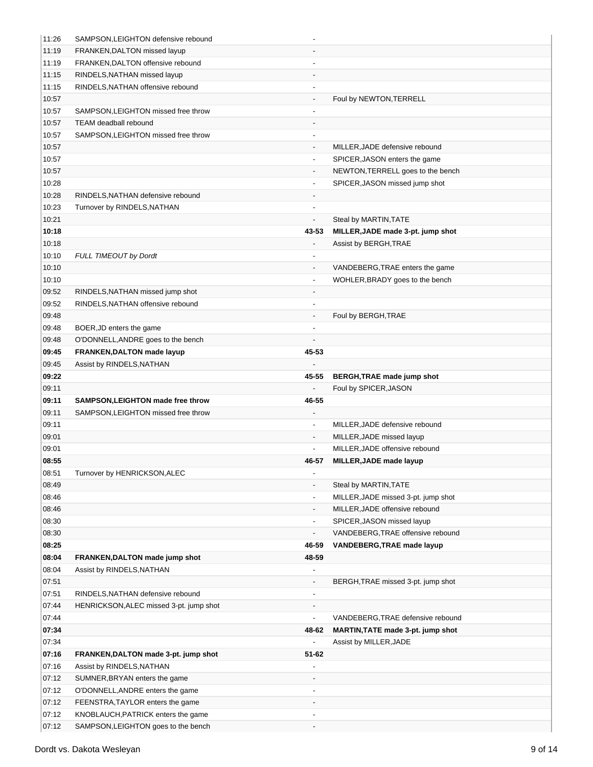| | | | |
|---|---|---|---|
| 11:26 | SAMPSON,LEIGHTON defensive rebound | - | |
| 11:19 | FRANKEN,DALTON missed layup | - | |
| 11:19 | FRANKEN,DALTON offensive rebound | - | |
| 11:15 | RINDELS,NATHAN missed layup | - | |
| 11:15 | RINDELS,NATHAN offensive rebound | - | |
| 10:57 | | - | Foul by NEWTON,TERRELL |
| 10:57 | SAMPSON,LEIGHTON missed free throw | - | |
| 10:57 | TEAM deadball rebound | - | |
| 10:57 | SAMPSON,LEIGHTON missed free throw | - | |
| 10:57 | | - | MILLER,JADE defensive rebound |
| 10:57 | | - | SPICER,JASON enters the game |
| 10:57 | | - | NEWTON,TERRELL goes to the bench |
| 10:28 | | - | SPICER,JASON missed jump shot |
| 10:28 | RINDELS,NATHAN defensive rebound | - | |
| 10:23 | Turnover by RINDELS,NATHAN | - | |
| 10:21 | | - | Steal by MARTIN,TATE |
| **10:18** | | **43-53** | **MILLER,JADE made 3-pt. jump shot** |
| 10:18 | | - | Assist by BERGH,TRAE |
| 10:10 | *FULL TIMEOUT by Dordt* | - | |
| 10:10 | | - | VANDEBERG,TRAE enters the game |
| 10:10 | | - | WOHLER,BRADY goes to the bench |
| 09:52 | RINDELS,NATHAN missed jump shot | - | |
| 09:52 | RINDELS,NATHAN offensive rebound | - | |
| 09:48 | | - | Foul by BERGH,TRAE |
| 09:48 | BOER,JD enters the game | - | |
| 09:48 | O'DONNELL,ANDRE goes to the bench | - | |
| **09:45** | **FRANKEN,DALTON made layup** | **45-53** | |
| 09:45 | Assist by RINDELS,NATHAN | - | |
| **09:22** | | **45-55** | **BERGH,TRAE made jump shot** |
| 09:11 | | - | Foul by SPICER,JASON |
| **09:11** | **SAMPSON,LEIGHTON made free throw** | **46-55** | |
| 09:11 | SAMPSON,LEIGHTON missed free throw | - | |
| 09:11 | | - | MILLER,JADE defensive rebound |
| 09:01 | | - | MILLER,JADE missed layup |
| 09:01 | | - | MILLER,JADE offensive rebound |
| **08:55** | | **46-57** | **MILLER,JADE made layup** |
| 08:51 | Turnover by HENRICKSON,ALEC | - | |
| 08:49 | | - | Steal by MARTIN,TATE |
| 08:46 | | - | MILLER,JADE missed 3-pt. jump shot |
| 08:46 | | - | MILLER,JADE offensive rebound |
| 08:30 | | - | SPICER,JASON missed layup |
| 08:30 | | - | VANDEBERG,TRAE offensive rebound |
| **08:25** | | **46-59** | **VANDEBERG,TRAE made layup** |
| **08:04** | **FRANKEN,DALTON made jump shot** | **48-59** | |
| 08:04 | Assist by RINDELS,NATHAN | - | |
| 07:51 | | - | BERGH,TRAE missed 3-pt. jump shot |
| 07:51 | RINDELS,NATHAN defensive rebound | - | |
| 07:44 | HENRICKSON,ALEC missed 3-pt. jump shot | - | |
| 07:44 | | - | VANDEBERG,TRAE defensive rebound |
| **07:34** | | **48-62** | **MARTIN,TATE made 3-pt. jump shot** |
| 07:34 | | - | Assist by MILLER,JADE |
| **07:16** | **FRANKEN,DALTON made 3-pt. jump shot** | **51-62** | |
| 07:16 | Assist by RINDELS,NATHAN | - | |
| 07:12 | SUMNER,BRYAN enters the game | - | |
| 07:12 | O'DONNELL,ANDRE enters the game | - | |
| 07:12 | FEENSTRA,TAYLOR enters the game | - | |
| 07:12 | KNOBLAUCH,PATRICK enters the game | - | |
| 07:12 | SAMPSON,LEIGHTON goes to the bench | - | |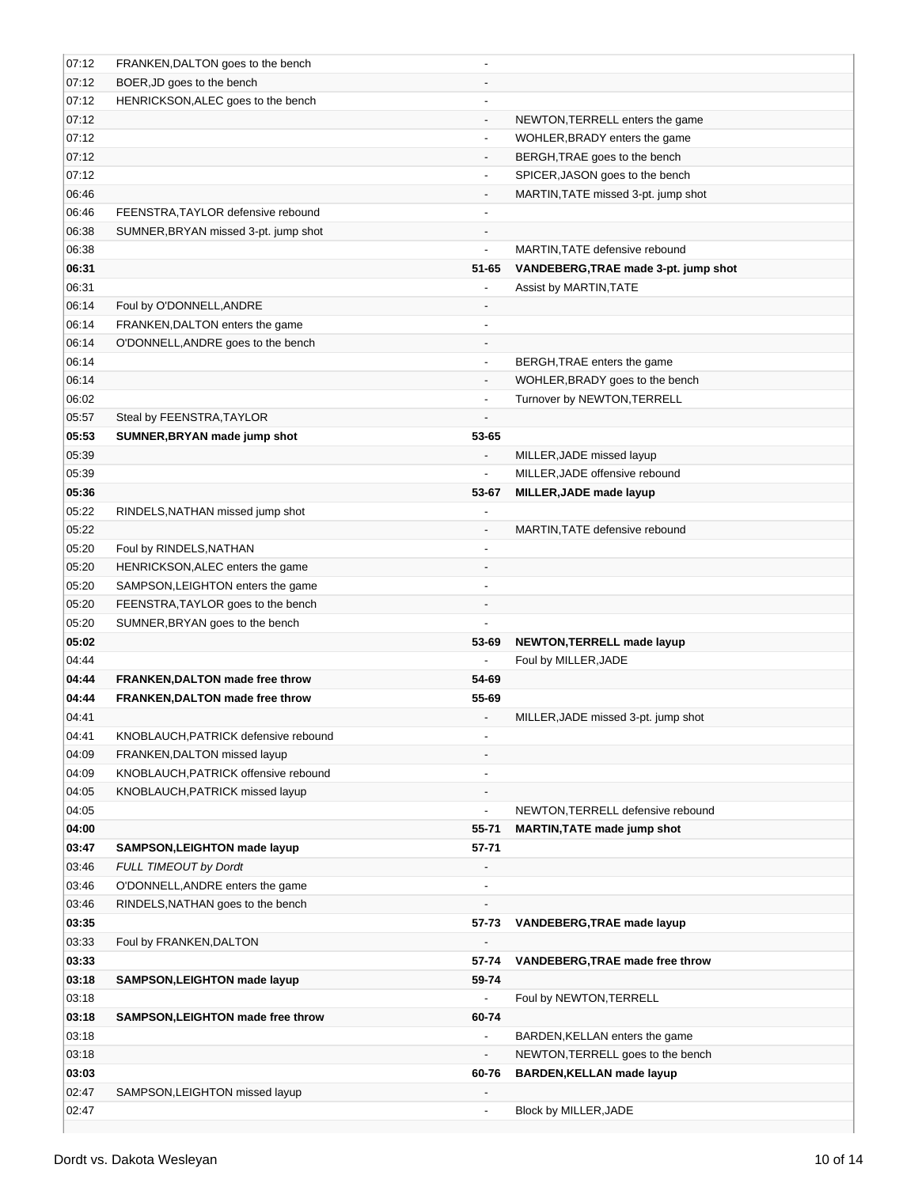| Time | Dordt | Score | Dakota Wesleyan |
|---|---|---|---|
| 07:12 | FRANKEN,DALTON goes to the bench | - | |
| 07:12 | BOER,JD goes to the bench | - | |
| 07:12 | HENRICKSON,ALEC goes to the bench | - | |
| 07:12 | | - | NEWTON,TERRELL enters the game |
| 07:12 | | - | WOHLER,BRADY enters the game |
| 07:12 | | - | BERGH,TRAE goes to the bench |
| 07:12 | | - | SPICER,JASON goes to the bench |
| 06:46 | | - | MARTIN,TATE missed 3-pt. jump shot |
| 06:46 | FEENSTRA,TAYLOR defensive rebound | - | |
| 06:38 | SUMNER,BRYAN missed 3-pt. jump shot | - | |
| 06:38 | | - | MARTIN,TATE defensive rebound |
| **06:31** | | **51-65** | **VANDEBERG,TRAE made 3-pt. jump shot** |
| 06:31 | | - | Assist by MARTIN,TATE |
| 06:14 | Foul by O'DONNELL,ANDRE | - | |
| 06:14 | FRANKEN,DALTON enters the game | - | |
| 06:14 | O'DONNELL,ANDRE goes to the bench | - | |
| 06:14 | | - | BERGH,TRAE enters the game |
| 06:14 | | - | WOHLER,BRADY goes to the bench |
| 06:02 | | - | Turnover by NEWTON,TERRELL |
| 05:57 | Steal by FEENSTRA,TAYLOR | - | |
| **05:53** | **SUMNER,BRYAN made jump shot** | **53-65** | |
| 05:39 | | - | MILLER,JADE missed layup |
| 05:39 | | - | MILLER,JADE offensive rebound |
| **05:36** | | **53-67** | **MILLER,JADE made layup** |
| 05:22 | RINDELS,NATHAN missed jump shot | - | |
| 05:22 | | - | MARTIN,TATE defensive rebound |
| 05:20 | Foul by RINDELS,NATHAN | - | |
| 05:20 | HENRICKSON,ALEC enters the game | - | |
| 05:20 | SAMPSON,LEIGHTON enters the game | - | |
| 05:20 | FEENSTRA,TAYLOR goes to the bench | - | |
| 05:20 | SUMNER,BRYAN goes to the bench | - | |
| **05:02** | | **53-69** | **NEWTON,TERRELL made layup** |
| 04:44 | | - | Foul by MILLER,JADE |
| **04:44** | **FRANKEN,DALTON made free throw** | **54-69** | |
| **04:44** | **FRANKEN,DALTON made free throw** | **55-69** | |
| 04:41 | | - | MILLER,JADE missed 3-pt. jump shot |
| 04:41 | KNOBLAUCH,PATRICK defensive rebound | - | |
| 04:09 | FRANKEN,DALTON missed layup | - | |
| 04:09 | KNOBLAUCH,PATRICK offensive rebound | - | |
| 04:05 | KNOBLAUCH,PATRICK missed layup | - | |
| 04:05 | | - | NEWTON,TERRELL defensive rebound |
| **04:00** | | **55-71** | **MARTIN,TATE made jump shot** |
| **03:47** | **SAMPSON,LEIGHTON made layup** | **57-71** | |
| 03:46 | *FULL TIMEOUT by Dordt* | - | |
| 03:46 | O'DONNELL,ANDRE enters the game | - | |
| 03:46 | RINDELS,NATHAN goes to the bench | - | |
| **03:35** | | **57-73** | **VANDEBERG,TRAE made layup** |
| 03:33 | Foul by FRANKEN,DALTON | - | |
| **03:33** | | **57-74** | **VANDEBERG,TRAE made free throw** |
| **03:18** | **SAMPSON,LEIGHTON made layup** | **59-74** | |
| 03:18 | | - | Foul by NEWTON,TERRELL |
| **03:18** | **SAMPSON,LEIGHTON made free throw** | **60-74** | |
| 03:18 | | - | BARDEN,KELLAN enters the game |
| 03:18 | | - | NEWTON,TERRELL goes to the bench |
| **03:03** | | **60-76** | **BARDEN,KELLAN made layup** |
| 02:47 | SAMPSON,LEIGHTON missed layup | - | |
| 02:47 | | - | Block by MILLER,JADE |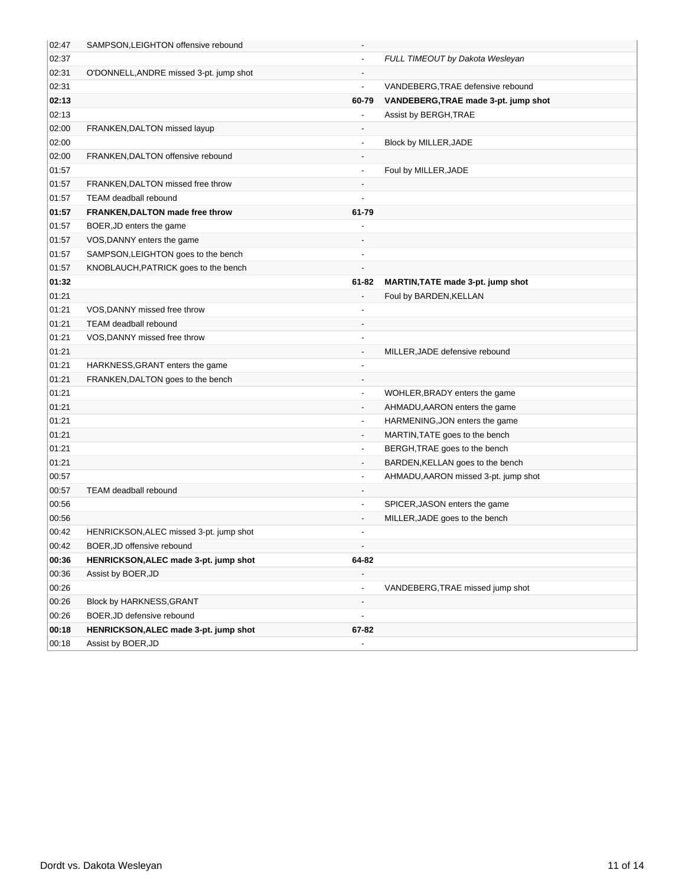| | | | |
|---|---|---|---|
| 02:47 | SAMPSON,LEIGHTON offensive rebound | - | |
| 02:37 | | - | *FULL TIMEOUT by Dakota Wesleyan* |
| 02:31 | O'DONNELL,ANDRE missed 3-pt. jump shot | - | |
| 02:31 | | - | VANDEBERG,TRAE defensive rebound |
| **02:13** | | **60-79** | **VANDEBERG,TRAE made 3-pt. jump shot** |
| 02:13 | | - | Assist by BERGH,TRAE |
| 02:00 | FRANKEN,DALTON missed layup | - | |
| 02:00 | | - | Block by MILLER,JADE |
| 02:00 | FRANKEN,DALTON offensive rebound | - | |
| 01:57 | | - | Foul by MILLER,JADE |
| 01:57 | FRANKEN,DALTON missed free throw | - | |
| 01:57 | TEAM deadball rebound | - | |
| **01:57** | **FRANKEN,DALTON made free throw** | **61-79** | |
| 01:57 | BOER,JD enters the game | - | |
| 01:57 | VOS,DANNY enters the game | - | |
| 01:57 | SAMPSON,LEIGHTON goes to the bench | - | |
| 01:57 | KNOBLAUCH,PATRICK goes to the bench | - | |
| **01:32** | | **61-82** | **MARTIN,TATE made 3-pt. jump shot** |
| 01:21 | | - | Foul by BARDEN,KELLAN |
| 01:21 | VOS,DANNY missed free throw | - | |
| 01:21 | TEAM deadball rebound | - | |
| 01:21 | VOS,DANNY missed free throw | - | |
| 01:21 | | - | MILLER,JADE defensive rebound |
| 01:21 | HARKNESS,GRANT enters the game | - | |
| 01:21 | FRANKEN,DALTON goes to the bench | - | |
| 01:21 | | - | WOHLER,BRADY enters the game |
| 01:21 | | - | AHMADU,AARON enters the game |
| 01:21 | | - | HARMENING,JON enters the game |
| 01:21 | | - | MARTIN,TATE goes to the bench |
| 01:21 | | - | BERGH,TRAE goes to the bench |
| 01:21 | | - | BARDEN,KELLAN goes to the bench |
| 00:57 | | - | AHMADU,AARON missed 3-pt. jump shot |
| 00:57 | TEAM deadball rebound | - | |
| 00:56 | | - | SPICER,JASON enters the game |
| 00:56 | | - | MILLER,JADE goes to the bench |
| 00:42 | HENRICKSON,ALEC missed 3-pt. jump shot | - | |
| 00:42 | BOER,JD offensive rebound | - | |
| **00:36** | **HENRICKSON,ALEC made 3-pt. jump shot** | **64-82** | |
| 00:36 | Assist by BOER,JD | - | |
| 00:26 | | - | VANDEBERG,TRAE missed jump shot |
| 00:26 | Block by HARKNESS,GRANT | - | |
| 00:26 | BOER,JD defensive rebound | - | |
| **00:18** | **HENRICKSON,ALEC made 3-pt. jump shot** | **67-82** | |
| 00:18 | Assist by BOER,JD | - | |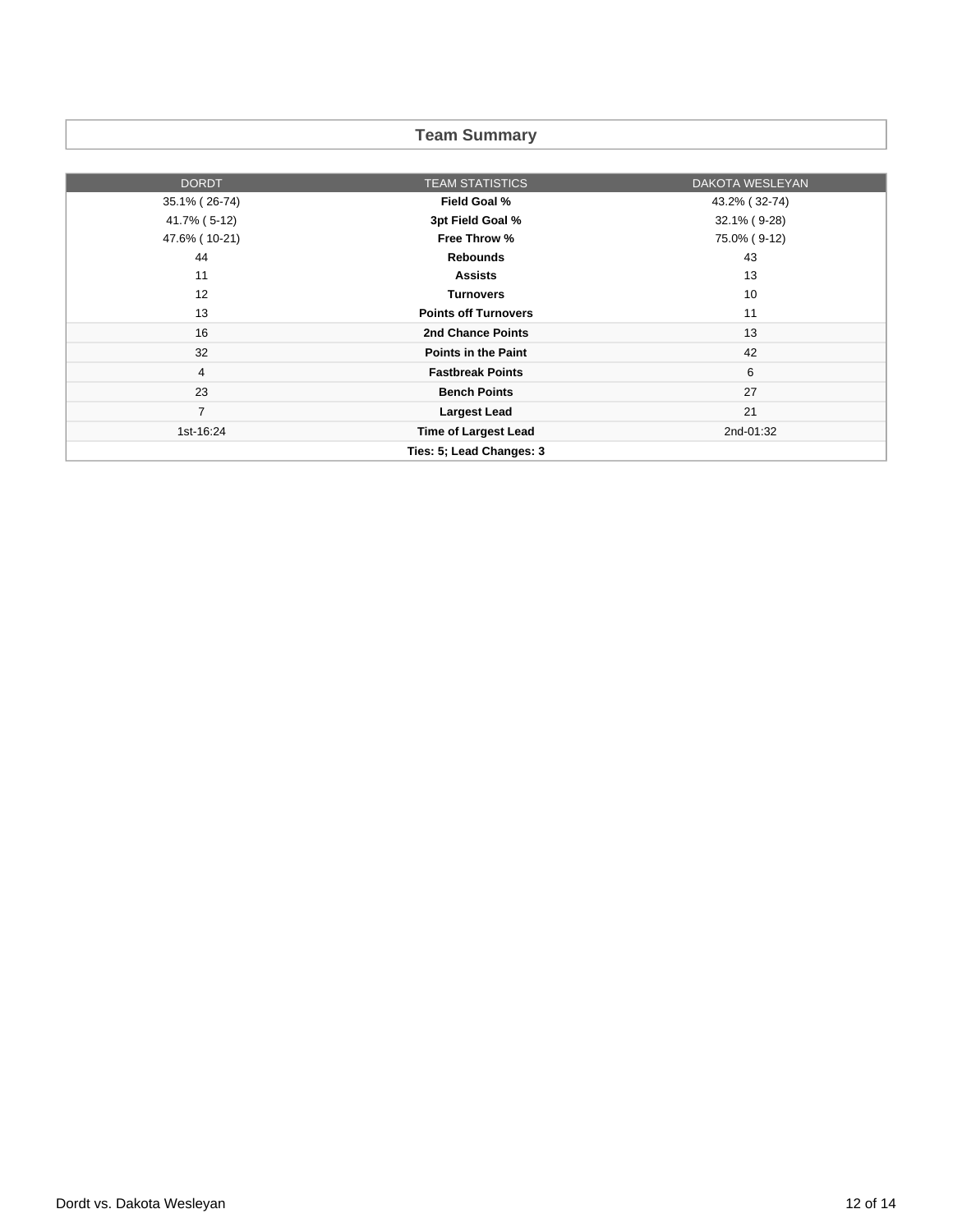## Team Summary

| DORDT | TEAM STATISTICS | DAKOTA WESLEYAN |
|---|---|---|
| 35.1% ( 26-74) | **Field Goal %** | 43.2% ( 32-74) |
| 41.7% ( 5-12) | **3pt Field Goal %** | 32.1% ( 9-28) |
| 47.6% ( 10-21) | **Free Throw %** | 75.0% ( 9-12) |
| 44 | **Rebounds** | 43 |
| 11 | **Assists** | 13 |
| 12 | **Turnovers** | 10 |
| 13 | **Points off Turnovers** | 11 |
| 16 | **2nd Chance Points** | 13 |
| 32 | **Points in the Paint** | 42 |
| 4 | **Fastbreak Points** | 6 |
| 23 | **Bench Points** | 27 |
| 7 | **Largest Lead** | 21 |
| 1st-16:24 | **Time of Largest Lead** | 2nd-01:32 |
| | **Ties: 5; Lead Changes: 3** | |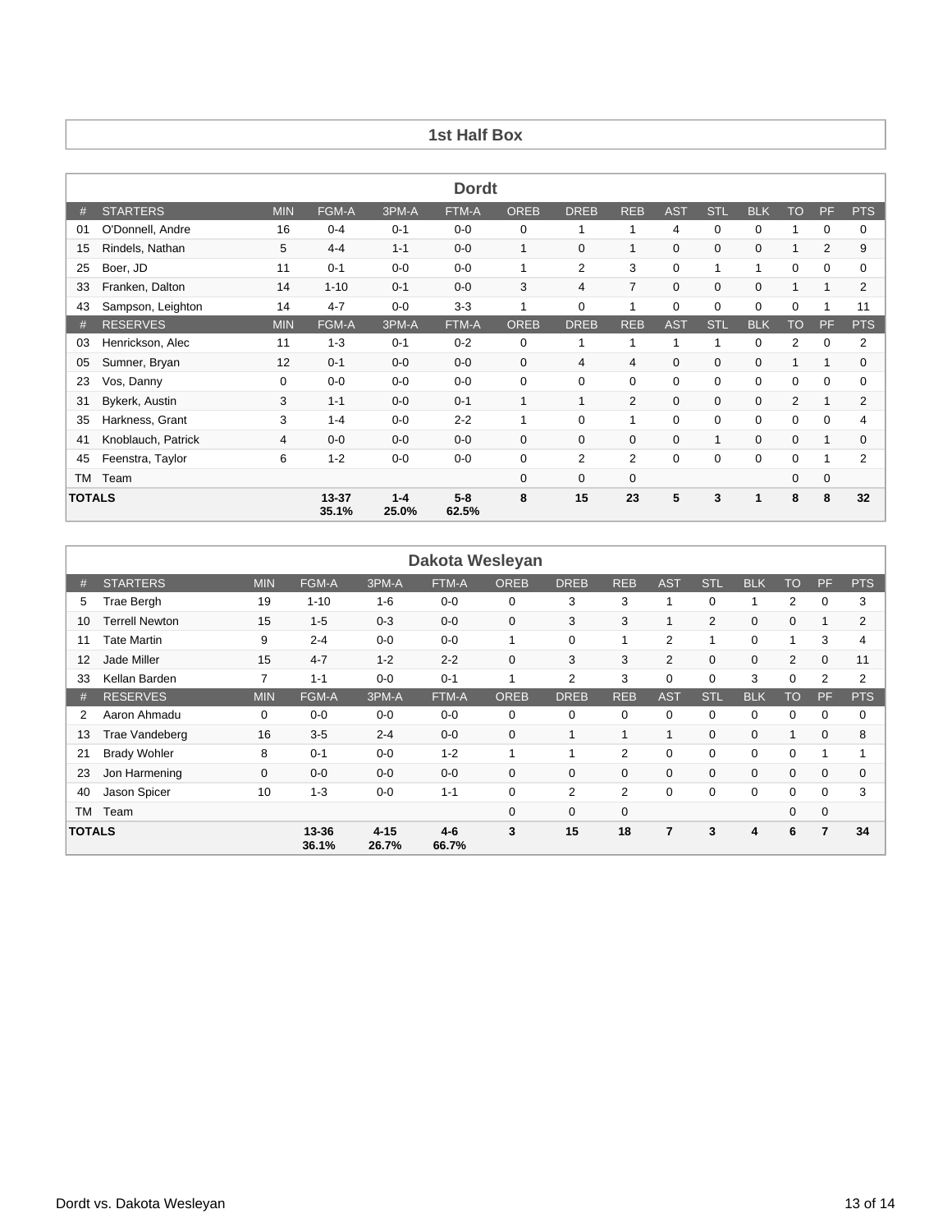# 1st Half Box

## Dordt

| # | STARTERS | MIN | FGM-A | 3PM-A | FTM-A | OREB | DREB | REB | AST | STL | BLK | TO | PF | PTS |
|---|---|---|---|---|---|---|---|---|---|---|---|---|---|---|
| 01 | O'Donnell, Andre | 16 | 0-4 | 0-1 | 0-0 | 0 | 1 | 1 | 4 | 0 | 0 | 1 | 0 | 0 |
| 15 | Rindels, Nathan | 5 | 4-4 | 1-1 | 0-0 | 1 | 0 | 1 | 0 | 0 | 0 | 1 | 2 | 9 |
| 25 | Boer, JD | 11 | 0-1 | 0-0 | 0-0 | 1 | 2 | 3 | 0 | 1 | 1 | 0 | 0 | 0 |
| 33 | Franken, Dalton | 14 | 1-10 | 0-1 | 0-0 | 3 | 4 | 7 | 0 | 0 | 0 | 1 | 1 | 2 |
| 43 | Sampson, Leighton | 14 | 4-7 | 0-0 | 3-3 | 1 | 0 | 1 | 0 | 0 | 0 | 0 | 1 | 11 |
| # | RESERVES | MIN | FGM-A | 3PM-A | FTM-A | OREB | DREB | REB | AST | STL | BLK | TO | PF | PTS |
| 03 | Henrickson, Alec | 11 | 1-3 | 0-1 | 0-2 | 0 | 1 | 1 | 1 | 1 | 0 | 2 | 0 | 2 |
| 05 | Sumner, Bryan | 12 | 0-1 | 0-0 | 0-0 | 0 | 4 | 4 | 0 | 0 | 0 | 1 | 1 | 0 |
| 23 | Vos, Danny | 0 | 0-0 | 0-0 | 0-0 | 0 | 0 | 0 | 0 | 0 | 0 | 0 | 0 | 0 |
| 31 | Bykerk, Austin | 3 | 1-1 | 0-0 | 0-1 | 1 | 1 | 2 | 0 | 0 | 0 | 2 | 1 | 2 |
| 35 | Harkness, Grant | 3 | 1-4 | 0-0 | 2-2 | 1 | 0 | 1 | 0 | 0 | 0 | 0 | 0 | 4 |
| 41 | Knoblauch, Patrick | 4 | 0-0 | 0-0 | 0-0 | 0 | 0 | 0 | 0 | 1 | 0 | 0 | 1 | 0 |
| 45 | Feenstra, Taylor | 6 | 1-2 | 0-0 | 0-0 | 0 | 2 | 2 | 0 | 0 | 0 | 0 | 1 | 2 |
| TM | Team | | | | | 0 | 0 | 0 | | | | 0 | 0 | |
| **TOTALS** | | | **13-37 35.1%** | **1-4 25.0%** | **5-8 62.5%** | **8** | **15** | **23** | **5** | **3** | **1** | **8** | **8** | **32** |

## Dakota Wesleyan

| # | STARTERS | MIN | FGM-A | 3PM-A | FTM-A | OREB | DREB | REB | AST | STL | BLK | TO | PF | PTS |
|---|---|---|---|---|---|---|---|---|---|---|---|---|---|---|
| 5 | Trae Bergh | 19 | 1-10 | 1-6 | 0-0 | 0 | 3 | 3 | 1 | 0 | 1 | 2 | 0 | 3 |
| 10 | Terrell Newton | 15 | 1-5 | 0-3 | 0-0 | 0 | 3 | 3 | 1 | 2 | 0 | 0 | 1 | 2 |
| 11 | Tate Martin | 9 | 2-4 | 0-0 | 0-0 | 1 | 0 | 1 | 2 | 1 | 0 | 1 | 3 | 4 |
| 12 | Jade Miller | 15 | 4-7 | 1-2 | 2-2 | 0 | 3 | 3 | 2 | 0 | 0 | 2 | 0 | 11 |
| 33 | Kellan Barden | 7 | 1-1 | 0-0 | 0-1 | 1 | 2 | 3 | 0 | 0 | 3 | 0 | 2 | 2 |
| # | RESERVES | MIN | FGM-A | 3PM-A | FTM-A | OREB | DREB | REB | AST | STL | BLK | TO | PF | PTS |
| 2 | Aaron Ahmadu | 0 | 0-0 | 0-0 | 0-0 | 0 | 0 | 0 | 0 | 0 | 0 | 0 | 0 | 0 |
| 13 | Trae Vandeberg | 16 | 3-5 | 2-4 | 0-0 | 0 | 1 | 1 | 1 | 0 | 0 | 1 | 0 | 8 |
| 21 | Brady Wohler | 8 | 0-1 | 0-0 | 1-2 | 1 | 1 | 2 | 0 | 0 | 0 | 0 | 1 | 1 |
| 23 | Jon Harmening | 0 | 0-0 | 0-0 | 0-0 | 0 | 0 | 0 | 0 | 0 | 0 | 0 | 0 | 0 |
| 40 | Jason Spicer | 10 | 1-3 | 0-0 | 1-1 | 0 | 2 | 2 | 0 | 0 | 0 | 0 | 0 | 3 |
| TM | Team | | | | | 0 | 0 | 0 | | | | 0 | 0 | |
| **TOTALS** | | | **13-36 36.1%** | **4-15 26.7%** | **4-6 66.7%** | **3** | **15** | **18** | **7** | **3** | **4** | **6** | **7** | **34** |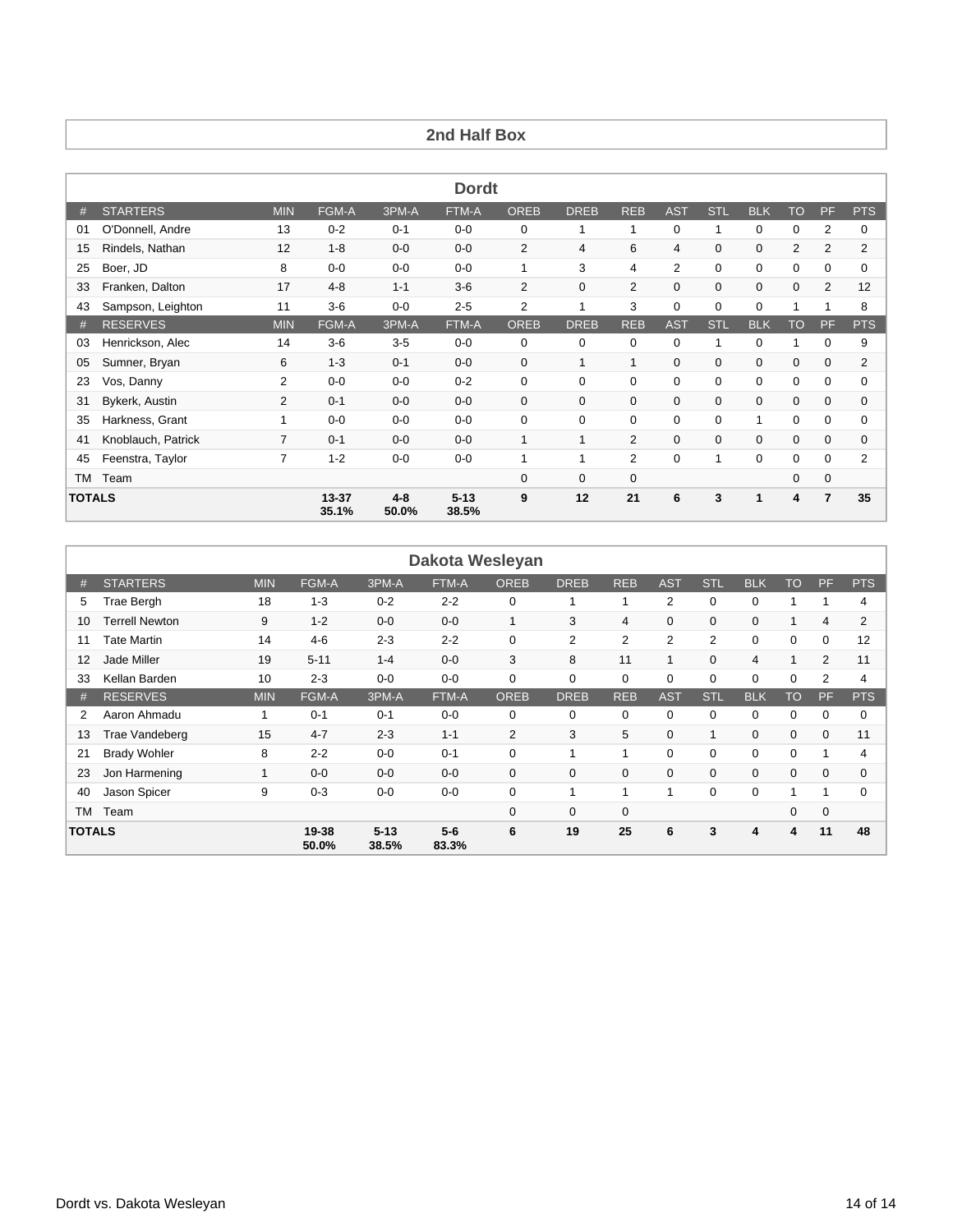## 2nd Half Box

### Dordt

| # | STARTERS | MIN | FGM-A | 3PM-A | FTM-A | OREB | DREB | REB | AST | STL | BLK | TO | PF | PTS |
|---|---|---|---|---|---|---|---|---|---|---|---|---|---|---|
| 01 | O'Donnell, Andre | 13 | 0-2 | 0-1 | 0-0 | 0 | 1 | 1 | 0 | 1 | 0 | 0 | 2 | 0 |
| 15 | Rindels, Nathan | 12 | 1-8 | 0-0 | 0-0 | 2 | 4 | 6 | 4 | 0 | 0 | 2 | 2 | 2 |
| 25 | Boer, JD | 8 | 0-0 | 0-0 | 0-0 | 1 | 3 | 4 | 2 | 0 | 0 | 0 | 0 | 0 |
| 33 | Franken, Dalton | 17 | 4-8 | 1-1 | 3-6 | 2 | 0 | 2 | 0 | 0 | 0 | 0 | 2 | 12 |
| 43 | Sampson, Leighton | 11 | 3-6 | 0-0 | 2-5 | 2 | 1 | 3 | 0 | 0 | 0 | 1 | 1 | 8 |
| # | RESERVES | MIN | FGM-A | 3PM-A | FTM-A | OREB | DREB | REB | AST | STL | BLK | TO | PF | PTS |
| 03 | Henrickson, Alec | 14 | 3-6 | 3-5 | 0-0 | 0 | 0 | 0 | 0 | 1 | 0 | 1 | 0 | 9 |
| 05 | Sumner, Bryan | 6 | 1-3 | 0-1 | 0-0 | 0 | 1 | 1 | 0 | 0 | 0 | 0 | 0 | 2 |
| 23 | Vos, Danny | 2 | 0-0 | 0-0 | 0-2 | 0 | 0 | 0 | 0 | 0 | 0 | 0 | 0 | 0 |
| 31 | Bykerk, Austin | 2 | 0-1 | 0-0 | 0-0 | 0 | 0 | 0 | 0 | 0 | 0 | 0 | 0 | 0 |
| 35 | Harkness, Grant | 1 | 0-0 | 0-0 | 0-0 | 0 | 0 | 0 | 0 | 0 | 1 | 0 | 0 | 0 |
| 41 | Knoblauch, Patrick | 7 | 0-1 | 0-0 | 0-0 | 1 | 1 | 2 | 0 | 0 | 0 | 0 | 0 | 0 |
| 45 | Feenstra, Taylor | 7 | 1-2 | 0-0 | 0-0 | 1 | 1 | 2 | 0 | 1 | 0 | 0 | 0 | 2 |
| TM | Team | | | | | 0 | 0 | 0 | | | | 0 | 0 | |
| **TOTALS** | | | **13-37 35.1%** | **4-8 50.0%** | **5-13 38.5%** | **9** | **12** | **21** | **6** | **3** | **1** | **4** | **7** | **35** |

### Dakota Wesleyan

| # | STARTERS | MIN | FGM-A | 3PM-A | FTM-A | OREB | DREB | REB | AST | STL | BLK | TO | PF | PTS |
|---|---|---|---|---|---|---|---|---|---|---|---|---|---|---|
| 5 | Trae Bergh | 18 | 1-3 | 0-2 | 2-2 | 0 | 1 | 1 | 2 | 0 | 0 | 1 | 1 | 4 |
| 10 | Terrell Newton | 9 | 1-2 | 0-0 | 0-0 | 1 | 3 | 4 | 0 | 0 | 0 | 1 | 4 | 2 |
| 11 | Tate Martin | 14 | 4-6 | 2-3 | 2-2 | 0 | 2 | 2 | 2 | 2 | 0 | 0 | 0 | 12 |
| 12 | Jade Miller | 19 | 5-11 | 1-4 | 0-0 | 3 | 8 | 11 | 1 | 0 | 4 | 1 | 2 | 11 |
| 33 | Kellan Barden | 10 | 2-3 | 0-0 | 0-0 | 0 | 0 | 0 | 0 | 0 | 0 | 0 | 2 | 4 |
| # | RESERVES | MIN | FGM-A | 3PM-A | FTM-A | OREB | DREB | REB | AST | STL | BLK | TO | PF | PTS |
| 2 | Aaron Ahmadu | 1 | 0-1 | 0-1 | 0-0 | 0 | 0 | 0 | 0 | 0 | 0 | 0 | 0 | 0 |
| 13 | Trae Vandeberg | 15 | 4-7 | 2-3 | 1-1 | 2 | 3 | 5 | 0 | 1 | 0 | 0 | 0 | 11 |
| 21 | Brady Wohler | 8 | 2-2 | 0-0 | 0-1 | 0 | 1 | 1 | 0 | 0 | 0 | 0 | 1 | 4 |
| 23 | Jon Harmening | 1 | 0-0 | 0-0 | 0-0 | 0 | 0 | 0 | 0 | 0 | 0 | 0 | 0 | 0 |
| 40 | Jason Spicer | 9 | 0-3 | 0-0 | 0-0 | 0 | 1 | 1 | 1 | 0 | 0 | 1 | 1 | 0 |
| TM | Team | | | | | 0 | 0 | 0 | | | | 0 | 0 | |
| **TOTALS** | | | **19-38 50.0%** | **5-13 38.5%** | **5-6 83.3%** | **6** | **19** | **25** | **6** | **3** | **4** | **4** | **11** | **48** |